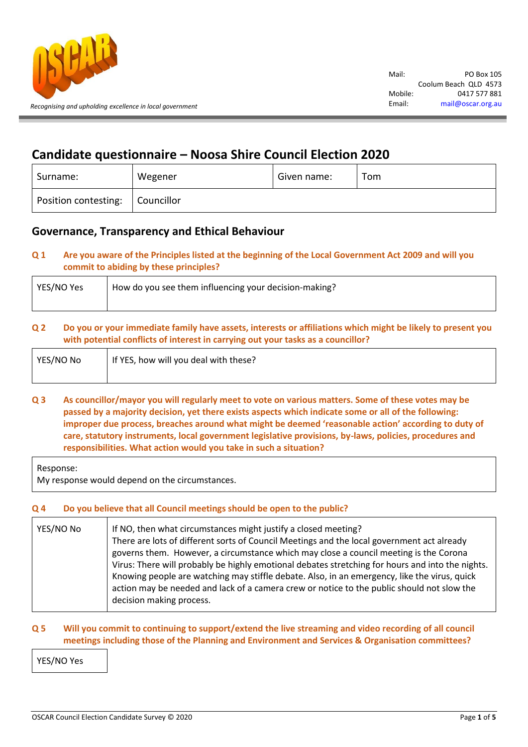*Recognising and upholding excellence in local government*

| Mail: | PO Box 105 Coolum Beach QLD 4573 |
|---|---|
| Mobile: | 0417 577 881 |
| Email: | mail@oscar.org.au |

# Candidate questionnaire – Noosa Shire Council Election 2020

| Surname: | Wegener | Given name: | Tom |
|---|---|---|---|
| Position contesting: | Councillor | | |

## Governance, Transparency and Ethical Behaviour

**Q 1 Are you aware of the Principles listed at the beginning of the Local Government Act 2009 and will you commit to abiding by these principles?**

| YES/NO Yes | How do you see them influencing your decision-making? |
|---|---|

**Q 2 Do you or your immediate family have assets, interests or affiliations which might be likely to present you with potential conflicts of interest in carrying out your tasks as a councillor?**

| YES/NO No | If YES, how will you deal with these? |
|---|---|

**Q 3 As councillor/mayor you will regularly meet to vote on various matters. Some of these votes may be passed by a majority decision, yet there exists aspects which indicate some or all of the following: improper due process, breaches around what might be deemed 'reasonable action' according to duty of care, statutory instruments, local government legislative provisions, by-laws, policies, procedures and responsibilities. What action would you take in such a situation?**

Response:
My response would depend on the circumstances.

**Q 4 Do you believe that all Council meetings should be open to the public?**

| YES/NO No | If NO, then what circumstances might justify a closed meeting? There are lots of different sorts of Council Meetings and the local government act already governs them. However, a circumstance which may close a council meeting is the Corona Virus: There will probably be highly emotional debates stretching for hours and into the nights. Knowing people are watching may stiffle debate. Also, in an emergency, like the virus, quick action may be needed and lack of a camera crew or notice to the public should not slow the decision making process. |
|---|---|

**Q 5 Will you commit to continuing to support/extend the live streaming and video recording of all council meetings including those of the Planning and Environment and Services & Organisation committees?**

| YES/NO Yes |
|---|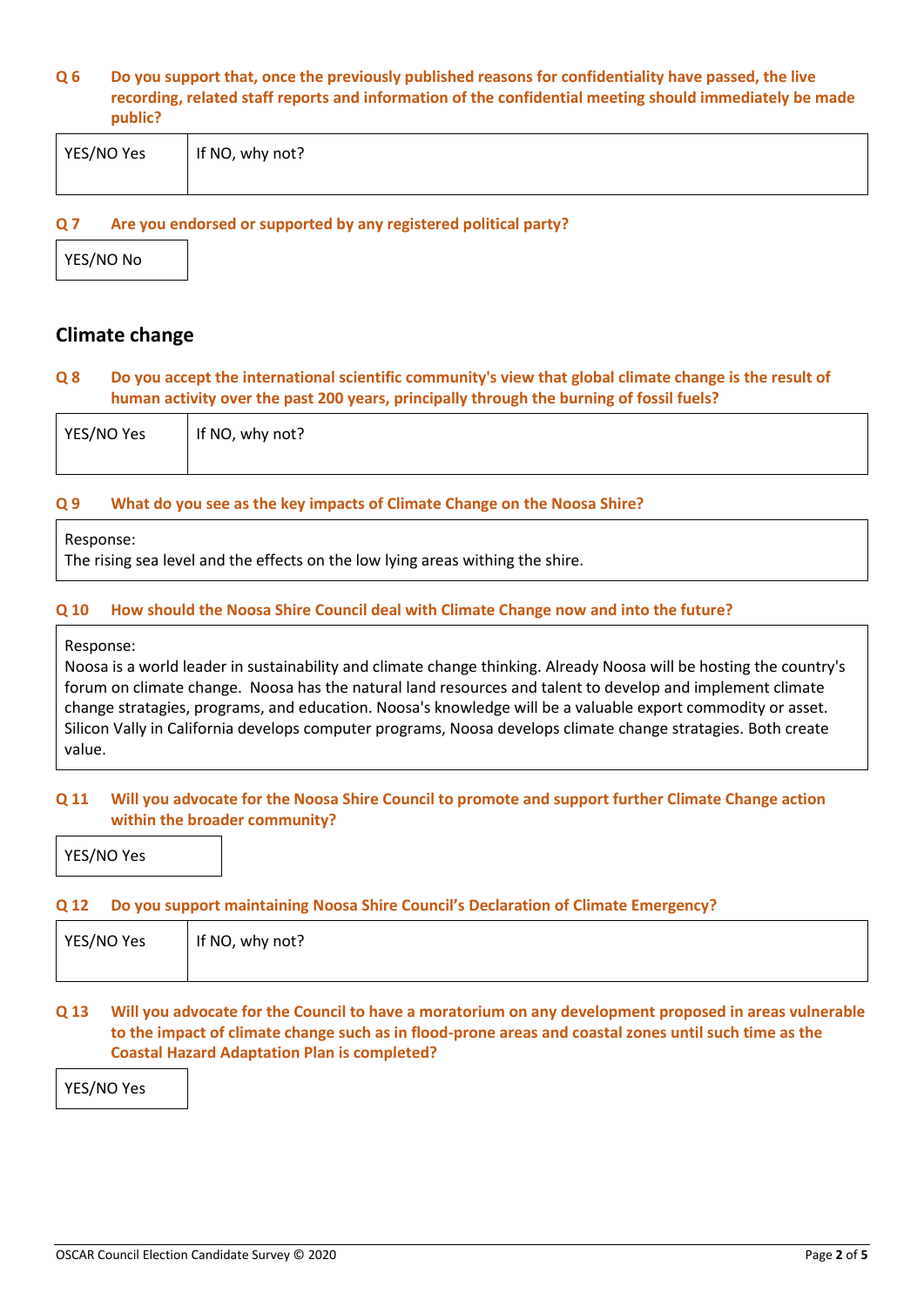**Q 6 Do you support that, once the previously published reasons for confidentiality have passed, the live recording, related staff reports and information of the confidential meeting should immediately be made public?**

| YES/NO Yes | If NO, why not? |
|---|---|

**Q 7 Are you endorsed or supported by any registered political party?**

| YES/NO No |
|---|

## Climate change

**Q 8 Do you accept the international scientific community's view that global climate change is the result of human activity over the past 200 years, principally through the burning of fossil fuels?**

| YES/NO Yes | If NO, why not? |
|---|---|

**Q 9 What do you see as the key impacts of Climate Change on the Noosa Shire?**

Response:
The rising sea level and the effects on the low lying areas withing the shire.

**Q 10 How should the Noosa Shire Council deal with Climate Change now and into the future?**

Response:
Noosa is a world leader in sustainability and climate change thinking. Already Noosa will be hosting the country's forum on climate change. Noosa has the natural land resources and talent to develop and implement climate change stratagies, programs, and education. Noosa's knowledge will be a valuable export commodity or asset. Silicon Vally in California develops computer programs, Noosa develops climate change stratagies. Both create value.

**Q 11 Will you advocate for the Noosa Shire Council to promote and support further Climate Change action within the broader community?**

| YES/NO Yes |
|---|

**Q 12 Do you support maintaining Noosa Shire Council's Declaration of Climate Emergency?**

| YES/NO Yes | If NO, why not? |
|---|---|

**Q 13 Will you advocate for the Council to have a moratorium on any development proposed in areas vulnerable to the impact of climate change such as in flood-prone areas and coastal zones until such time as the Coastal Hazard Adaptation Plan is completed?**

| YES/NO Yes |
|---|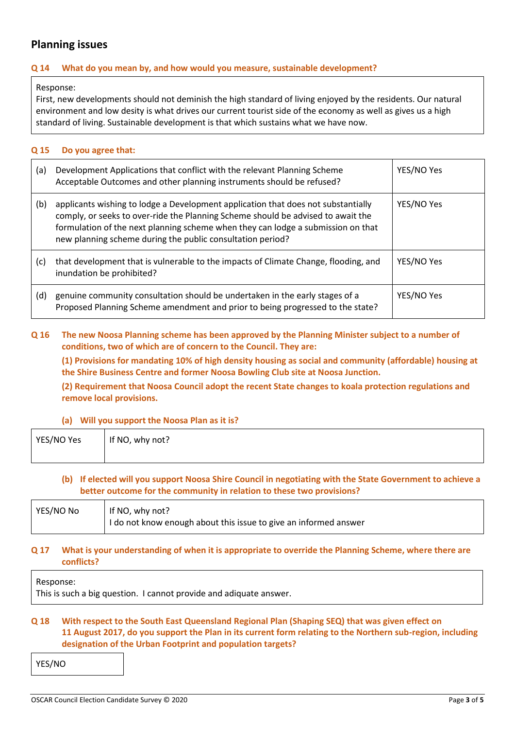## Planning issues

**Q 14 What do you mean by, and how would you measure, sustainable development?**

Response:
First, new developments should not deminish the high standard of living enjoyed by the residents. Our natural environment and low desity is what drives our current tourist side of the economy as well as gives us a high standard of living. Sustainable development is that which sustains what we have now.

**Q 15 Do you agree that:**

| | | |
|---|---|---|
| (a) | Development Applications that conflict with the relevant Planning Scheme Acceptable Outcomes and other planning instruments should be refused? | YES/NO Yes |
| (b) | applicants wishing to lodge a Development application that does not substantially comply, or seeks to over-ride the Planning Scheme should be advised to await the formulation of the next planning scheme when they can lodge a submission on that new planning scheme during the public consultation period? | YES/NO Yes |
| (c) | that development that is vulnerable to the impacts of Climate Change, flooding, and inundation be prohibited? | YES/NO Yes |
| (d) | genuine community consultation should be undertaken in the early stages of a Proposed Planning Scheme amendment and prior to being progressed to the state? | YES/NO Yes |

**Q 16 The new Noosa Planning scheme has been approved by the Planning Minister subject to a number of conditions, two of which are of concern to the Council. They are:**

**(1) Provisions for mandating 10% of high density housing as social and community (affordable) housing at the Shire Business Centre and former Noosa Bowling Club site at Noosa Junction.**

**(2) Requirement that Noosa Council adopt the recent State changes to koala protection regulations and remove local provisions.**

**(a) Will you support the Noosa Plan as it is?**

| | |
|---|---|
| YES/NO Yes | If NO, why not? |

**(b) If elected will you support Noosa Shire Council in negotiating with the State Government to achieve a better outcome for the community in relation to these two provisions?**

| | |
|---|---|
| YES/NO No | If NO, why not?<br>I do not know enough about this issue to give an informed answer |

**Q 17 What is your understanding of when it is appropriate to override the Planning Scheme, where there are conflicts?**

Response:
This is such a big question. I cannot provide and adiquate answer.

**Q 18 With respect to the South East Queensland Regional Plan (Shaping SEQ) that was given effect on 11 August 2017, do you support the Plan in its current form relating to the Northern sub-region, including designation of the Urban Footprint and population targets?**

YES/NO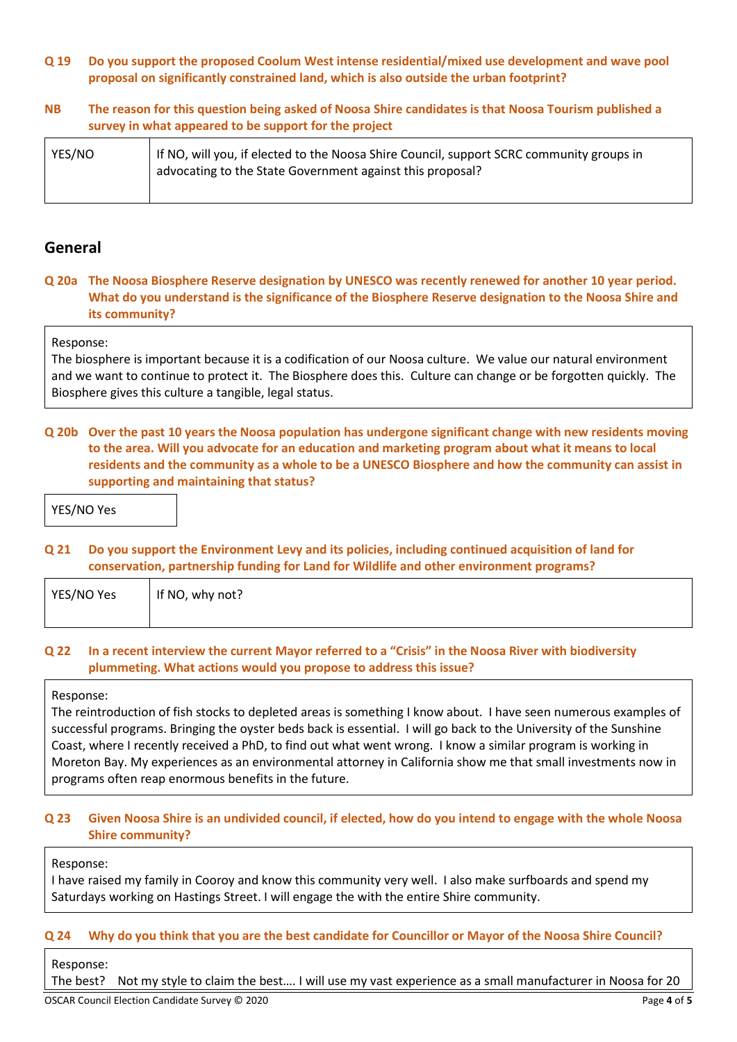**Q 19 Do you support the proposed Coolum West intense residential/mixed use development and wave pool proposal on significantly constrained land, which is also outside the urban footprint?**

**NB The reason for this question being asked of Noosa Shire candidates is that Noosa Tourism published a survey in what appeared to be support for the project**

| YES/NO | If NO, will you, if elected to the Noosa Shire Council, support SCRC community groups in advocating to the State Government against this proposal? |
|---|---|

## General

**Q 20a The Noosa Biosphere Reserve designation by UNESCO was recently renewed for another 10 year period. What do you understand is the significance of the Biosphere Reserve designation to the Noosa Shire and its community?**

Response:
The biosphere is important because it is a codification of our Noosa culture. We value our natural environment and we want to continue to protect it. The Biosphere does this. Culture can change or be forgotten quickly. The Biosphere gives this culture a tangible, legal status.

**Q 20b Over the past 10 years the Noosa population has undergone significant change with new residents moving to the area. Will you advocate for an education and marketing program about what it means to local residents and the community as a whole to be a UNESCO Biosphere and how the community can assist in supporting and maintaining that status?**

YES/NO Yes

**Q 21 Do you support the Environment Levy and its policies, including continued acquisition of land for conservation, partnership funding for Land for Wildlife and other environment programs?**

| YES/NO Yes | If NO, why not? |
|---|---|

**Q 22 In a recent interview the current Mayor referred to a "Crisis" in the Noosa River with biodiversity plummeting. What actions would you propose to address this issue?**

Response:
The reintroduction of fish stocks to depleted areas is something I know about. I have seen numerous examples of successful programs. Bringing the oyster beds back is essential. I will go back to the University of the Sunshine Coast, where I recently received a PhD, to find out what went wrong. I know a similar program is working in Moreton Bay. My experiences as an environmental attorney in California show me that small investments now in programs often reap enormous benefits in the future.

**Q 23 Given Noosa Shire is an undivided council, if elected, how do you intend to engage with the whole Noosa Shire community?**

Response:
I have raised my family in Cooroy and know this community very well. I also make surfboards and spend my Saturdays working on Hastings Street. I will engage the with the entire Shire community.

**Q 24 Why do you think that you are the best candidate for Councillor or Mayor of the Noosa Shire Council?**

Response:
The best? Not my style to claim the best…. I will use my vast experience as a small manufacturer in Noosa for 20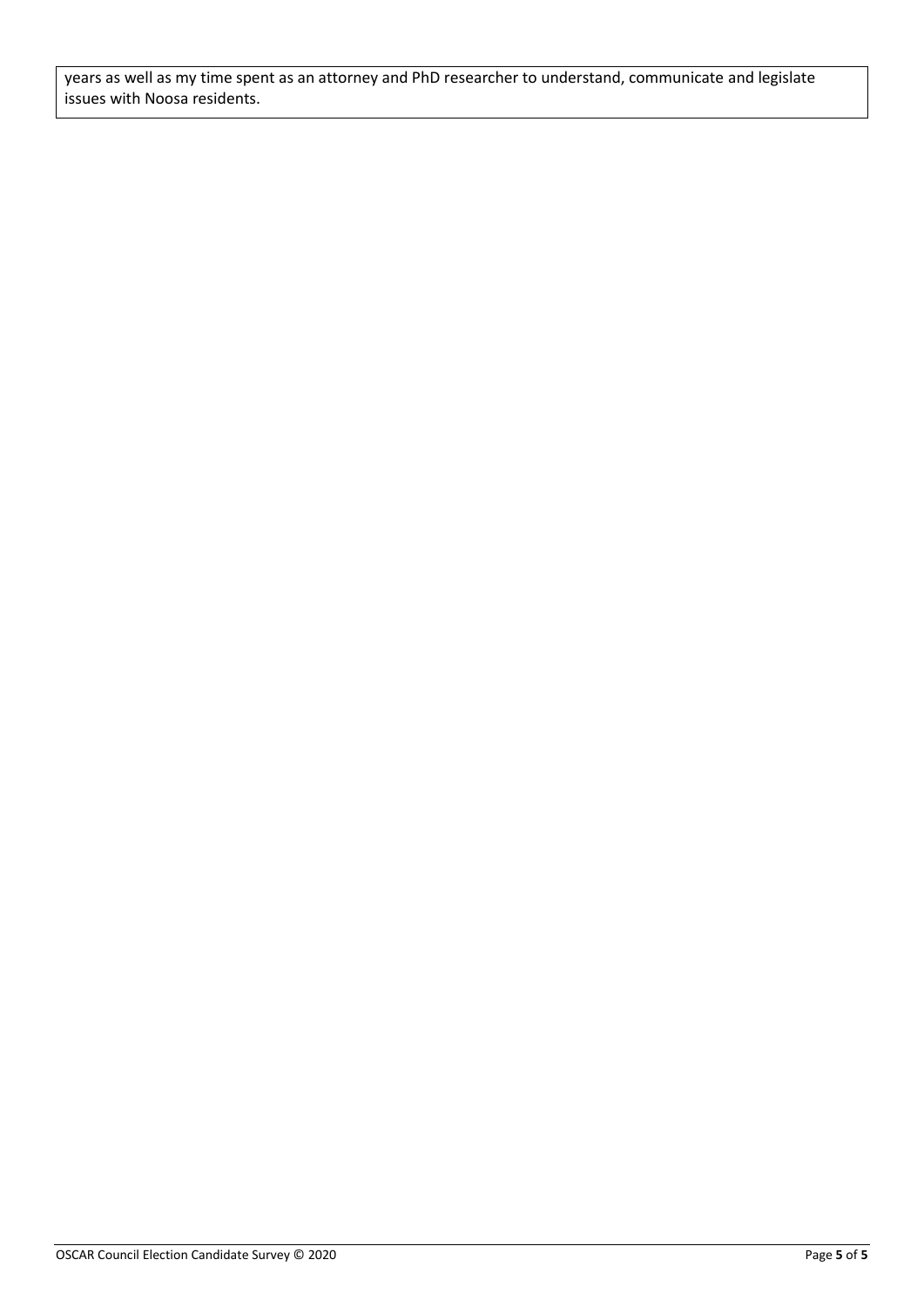years as well as my time spent as an attorney and PhD researcher to understand, communicate and legislate issues with Noosa residents.